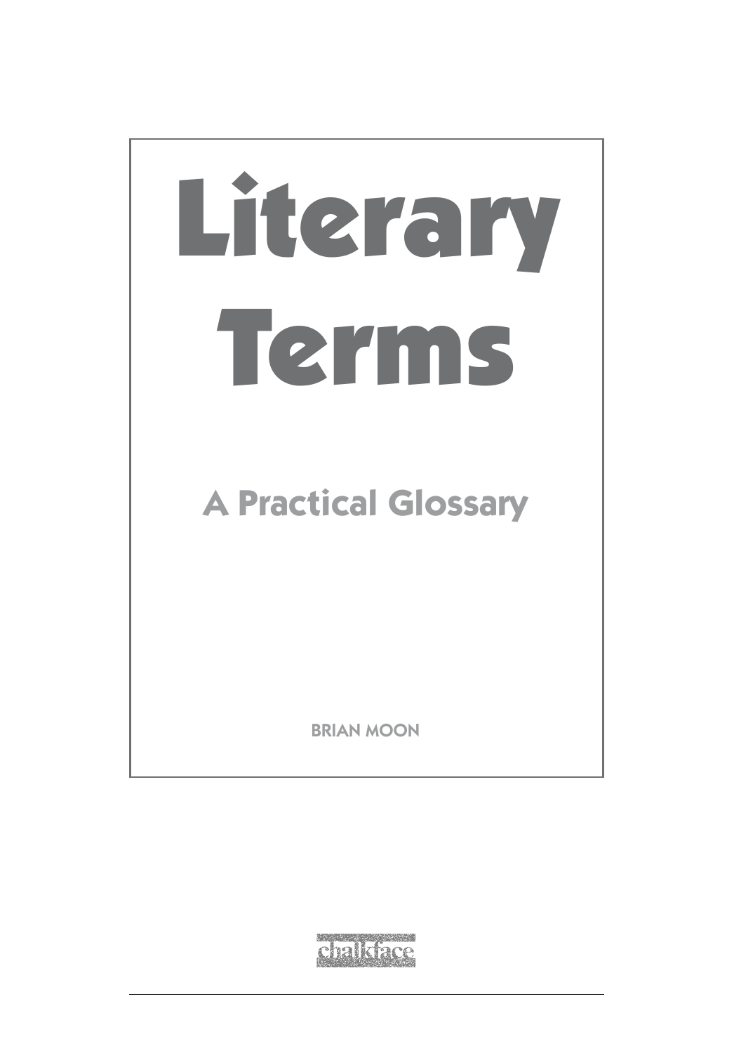# Literary Terms

## A Practical Glossary

BRIAN MOON

chalkface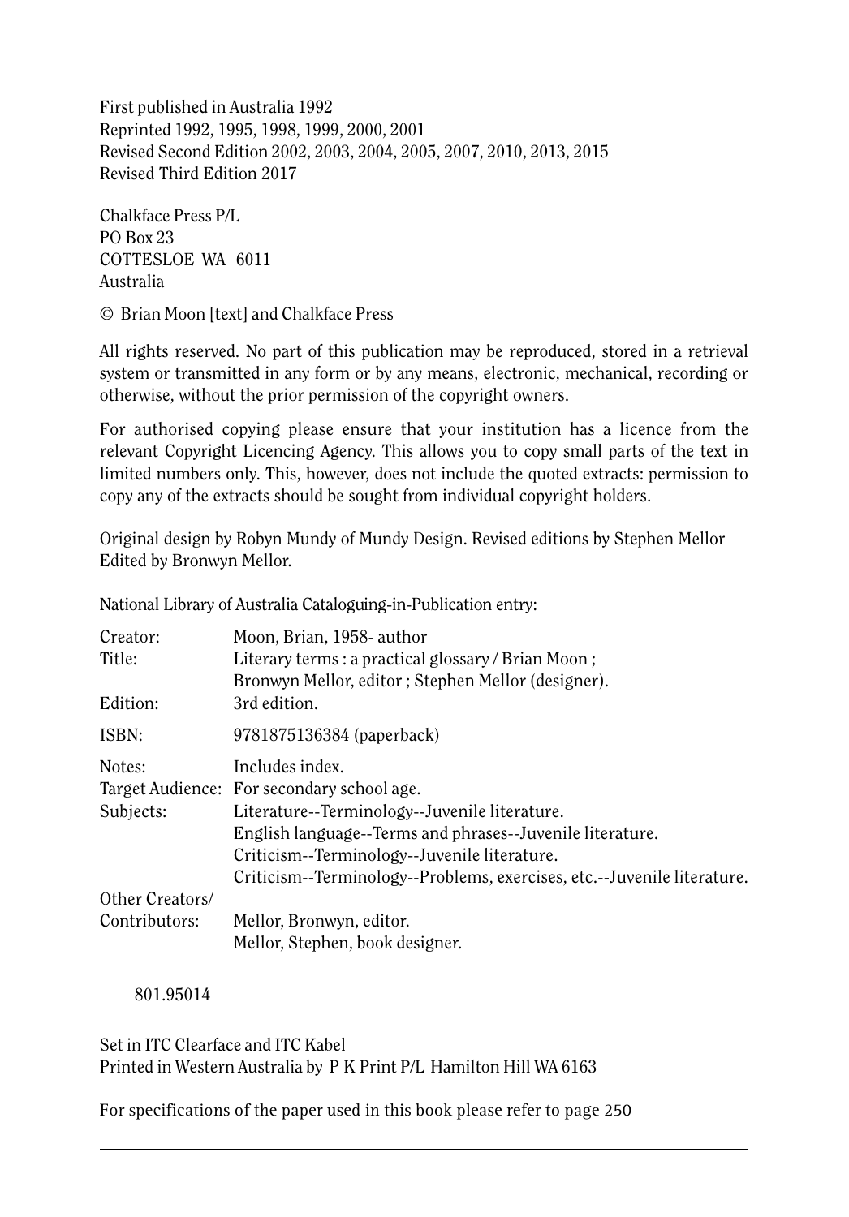First published in Australia 1992
Reprinted 1992, 1995, 1998, 1999, 2000, 2001
Revised Second Edition 2002, 2003, 2004, 2005, 2007, 2010, 2013, 2015
Revised Third Edition 2017

Chalkface Press P/L
PO Box 23
COTTESLOE WA 6011
Australia

© Brian Moon [text] and Chalkface Press

All rights reserved. No part of this publication may be reproduced, stored in a retrieval system or transmitted in any form or by any means, electronic, mechanical, recording or otherwise, without the prior permission of the copyright owners.

For authorised copying please ensure that your institution has a licence from the relevant Copyright Licencing Agency. This allows you to copy small parts of the text in limited numbers only. This, however, does not include the quoted extracts: permission to copy any of the extracts should be sought from individual copyright holders.

Original design by Robyn Mundy of Mundy Design. Revised editions by Stephen Mellor
Edited by Bronwyn Mellor.

National Library of Australia Cataloguing-in-Publication entry:

| | |
|---|---|
| Creator: | Moon, Brian, 1958- author |
| Title: | Literary terms : a practical glossary / Brian Moon ; Bronwyn Mellor, editor ; Stephen Mellor (designer). |
| Edition: | 3rd edition. |
| ISBN: | 9781875136384 (paperback) |
| Notes: | Includes index. |
| Target Audience: | For secondary school age. |
| Subjects: | Literature--Terminology--Juvenile literature. English language--Terms and phrases--Juvenile literature. Criticism--Terminology--Juvenile literature. Criticism--Terminology--Problems, exercises, etc.--Juvenile literature. |
| Other Creators/ Contributors: | Mellor, Bronwyn, editor. Mellor, Stephen, book designer. |

801.95014

Set in ITC Clearface and ITC Kabel
Printed in Western Australia by P K Print P/L Hamilton Hill WA 6163

For specifications of the paper used in this book please refer to page 250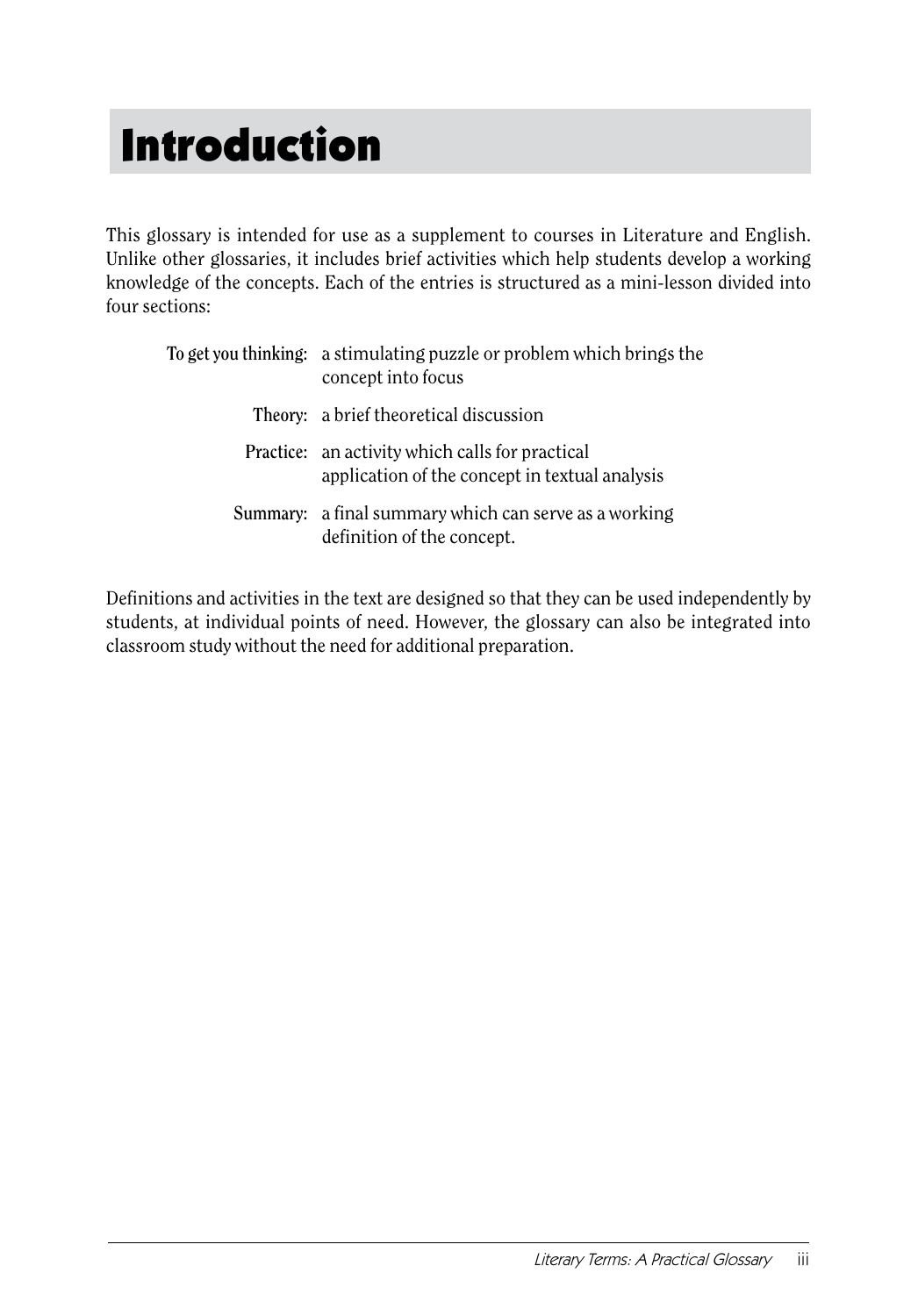# Introduction

This glossary is intended for use as a supplement to courses in Literature and English. Unlike other glossaries, it includes brief activities which help students develop a working knowledge of the concepts. Each of the entries is structured as a mini-lesson divided into four sections:

**To get you thinking:** a stimulating puzzle or problem which brings the concept into focus

**Theory:** a brief theoretical discussion

**Practice:** an activity which calls for practical application of the concept in textual analysis

**Summary:** a final summary which can serve as a working definition of the concept.

Definitions and activities in the text are designed so that they can be used independently by students, at individual points of need. However, the glossary can also be integrated into classroom study without the need for additional preparation.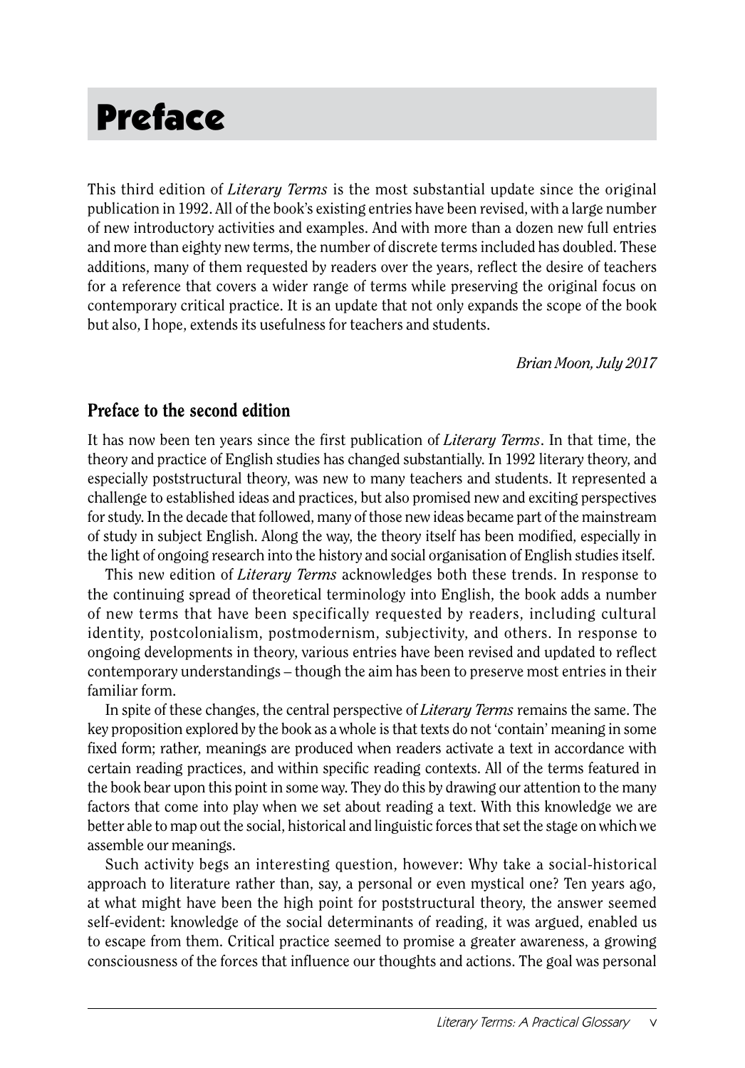# Preface

This third edition of *Literary Terms* is the most substantial update since the original publication in 1992. All of the book's existing entries have been revised, with a large number of new introductory activities and examples. And with more than a dozen new full entries and more than eighty new terms, the number of discrete terms included has doubled. These additions, many of them requested by readers over the years, reflect the desire of teachers for a reference that covers a wider range of terms while preserving the original focus on contemporary critical practice. It is an update that not only expands the scope of the book but also, I hope, extends its usefulness for teachers and students.

*Brian Moon, July 2017*

## Preface to the second edition

It has now been ten years since the first publication of *Literary Terms*. In that time, the theory and practice of English studies has changed substantially. In 1992 literary theory, and especially poststructural theory, was new to many teachers and students. It represented a challenge to established ideas and practices, but also promised new and exciting perspectives for study. In the decade that followed, many of those new ideas became part of the mainstream of study in subject English. Along the way, the theory itself has been modified, especially in the light of ongoing research into the history and social organisation of English studies itself.

This new edition of *Literary Terms* acknowledges both these trends. In response to the continuing spread of theoretical terminology into English, the book adds a number of new terms that have been specifically requested by readers, including cultural identity, postcolonialism, postmodernism, subjectivity, and others. In response to ongoing developments in theory, various entries have been revised and updated to reflect contemporary understandings – though the aim has been to preserve most entries in their familiar form.

In spite of these changes, the central perspective of *Literary Terms* remains the same. The key proposition explored by the book as a whole is that texts do not 'contain' meaning in some fixed form; rather, meanings are produced when readers activate a text in accordance with certain reading practices, and within specific reading contexts. All of the terms featured in the book bear upon this point in some way. They do this by drawing our attention to the many factors that come into play when we set about reading a text. With this knowledge we are better able to map out the social, historical and linguistic forces that set the stage on which we assemble our meanings.

Such activity begs an interesting question, however: Why take a social-historical approach to literature rather than, say, a personal or even mystical one? Ten years ago, at what might have been the high point for poststructural theory, the answer seemed self-evident: knowledge of the social determinants of reading, it was argued, enabled us to escape from them. Critical practice seemed to promise a greater awareness, a growing consciousness of the forces that influence our thoughts and actions. The goal was personal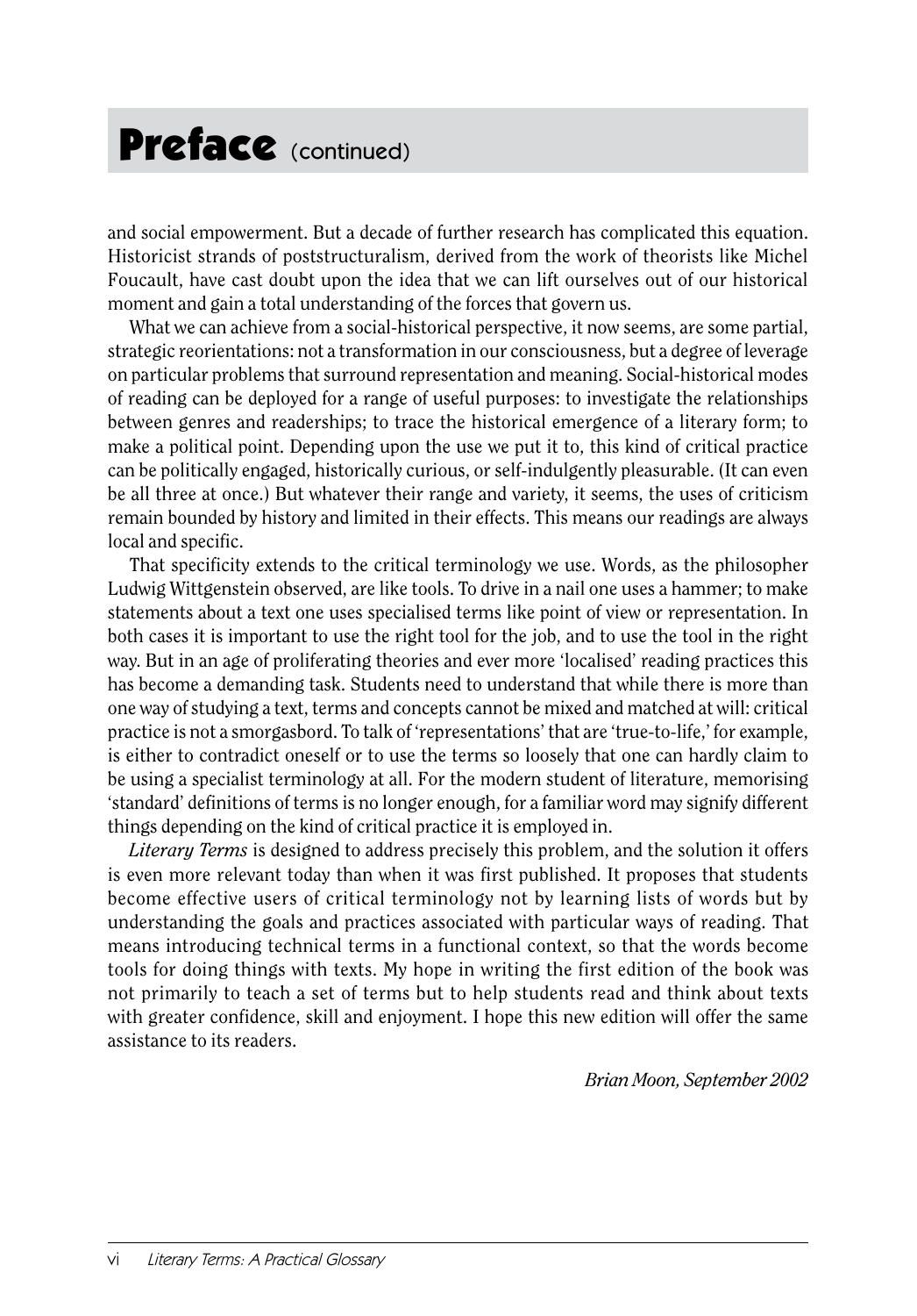# Preface (continued)

and social empowerment. But a decade of further research has complicated this equation. Historicist strands of poststructuralism, derived from the work of theorists like Michel Foucault, have cast doubt upon the idea that we can lift ourselves out of our historical moment and gain a total understanding of the forces that govern us.

What we can achieve from a social-historical perspective, it now seems, are some partial, strategic reorientations: not a transformation in our consciousness, but a degree of leverage on particular problems that surround representation and meaning. Social-historical modes of reading can be deployed for a range of useful purposes: to investigate the relationships between genres and readerships; to trace the historical emergence of a literary form; to make a political point. Depending upon the use we put it to, this kind of critical practice can be politically engaged, historically curious, or self-indulgently pleasurable. (It can even be all three at once.) But whatever their range and variety, it seems, the uses of criticism remain bounded by history and limited in their effects. This means our readings are always local and specific.

That specificity extends to the critical terminology we use. Words, as the philosopher Ludwig Wittgenstein observed, are like tools. To drive in a nail one uses a hammer; to make statements about a text one uses specialised terms like point of view or representation. In both cases it is important to use the right tool for the job, and to use the tool in the right way. But in an age of proliferating theories and ever more 'localised' reading practices this has become a demanding task. Students need to understand that while there is more than one way of studying a text, terms and concepts cannot be mixed and matched at will: critical practice is not a smorgasbord. To talk of 'representations' that are 'true-to-life,' for example, is either to contradict oneself or to use the terms so loosely that one can hardly claim to be using a specialist terminology at all. For the modern student of literature, memorising 'standard' definitions of terms is no longer enough, for a familiar word may signify different things depending on the kind of critical practice it is employed in.

*Literary Terms* is designed to address precisely this problem, and the solution it offers is even more relevant today than when it was first published. It proposes that students become effective users of critical terminology not by learning lists of words but by understanding the goals and practices associated with particular ways of reading. That means introducing technical terms in a functional context, so that the words become tools for doing things with texts. My hope in writing the first edition of the book was not primarily to teach a set of terms but to help students read and think about texts with greater confidence, skill and enjoyment. I hope this new edition will offer the same assistance to its readers.

*Brian Moon, September 2002*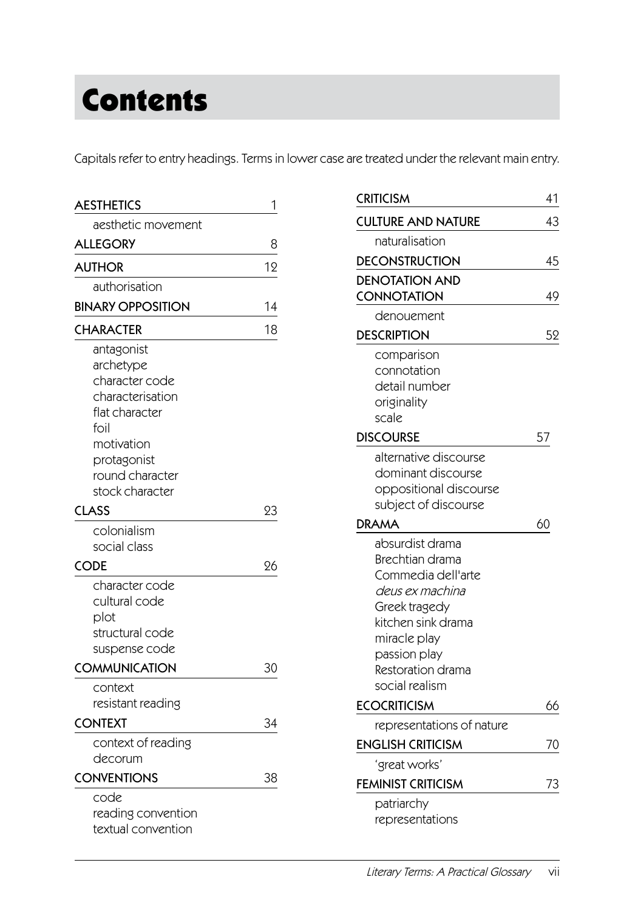# Contents

Capitals refer to entry headings. Terms in lower case are treated under the relevant main entry.

**AESTHETICS** 1
- aesthetic movement

**ALLEGORY** 8

**AUTHOR** 12
- authorisation

**BINARY OPPOSITION** 14

**CHARACTER** 18
- antagonist
- archetype
- character code
- characterisation
- flat character
- foil
- motivation
- protagonist
- round character
- stock character

**CLASS** 23
- colonialism
- social class

**CODE** 26
- character code
- cultural code
- plot
- structural code
- suspense code

**COMMUNICATION** 30
- context
- resistant reading

**CONTEXT** 34
- context of reading
- decorum

**CONVENTIONS** 38
- code
- reading convention
- textual convention

**CRITICISM** 41

**CULTURE AND NATURE** 43
- naturalisation

**DECONSTRUCTION** 45

**DENOTATION AND CONNOTATION** 49
- denouement

**DESCRIPTION** 52
- comparison
- connotation
- detail number
- originality
- scale

**DISCOURSE** 57
- alternative discourse
- dominant discourse
- oppositional discourse
- subject of discourse

**DRAMA** 60
- absurdist drama
- Brechtian drama
- Commedia dell'arte
- *deus ex machina*
- Greek tragedy
- kitchen sink drama
- miracle play
- passion play
- Restoration drama
- social realism

**ECOCRITICISM** 66
- representations of nature

**ENGLISH CRITICISM** 70
- 'great works'

**FEMINIST CRITICISM** 73
- patriarchy
- representations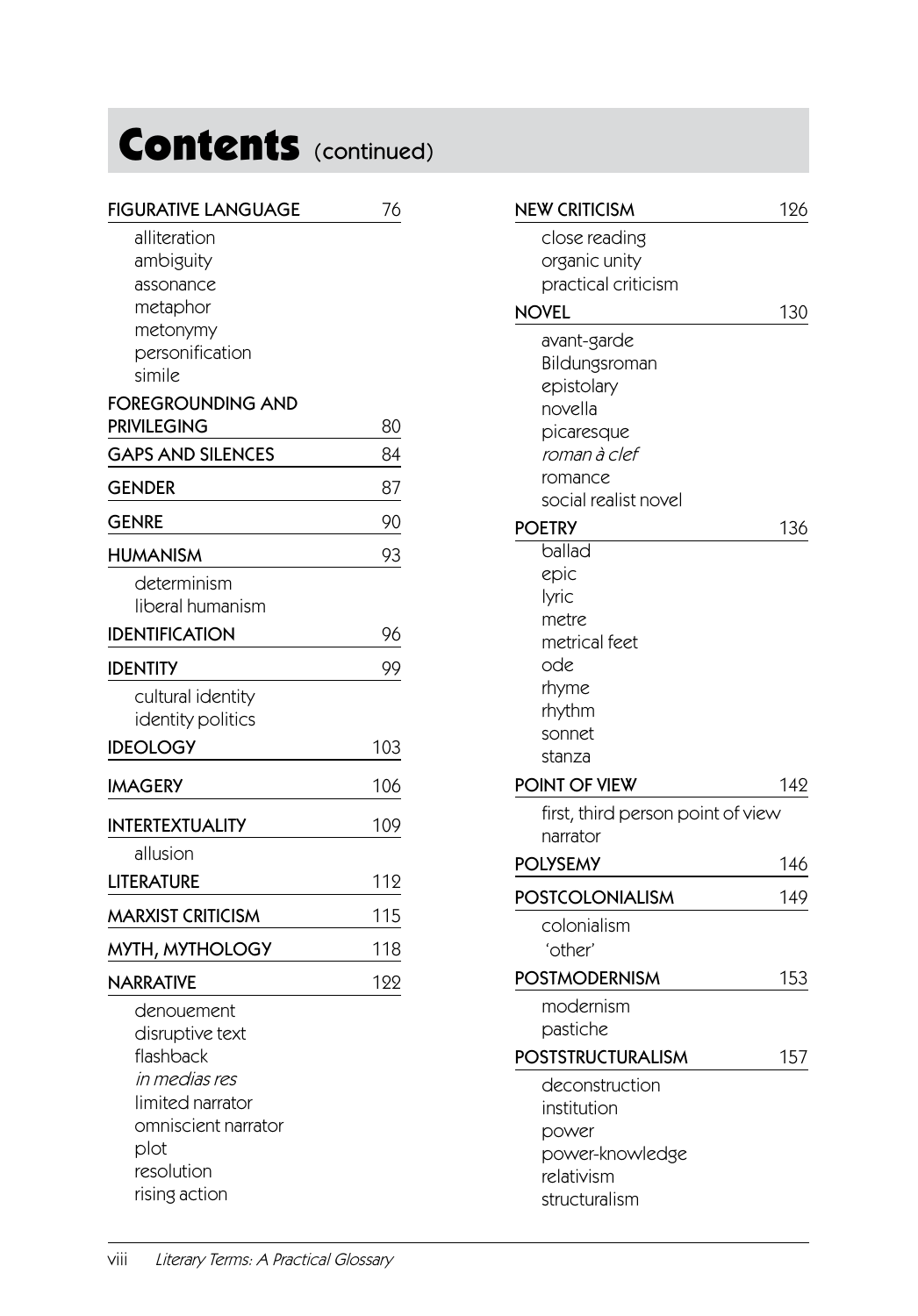# Contents (continued)

**FIGURATIVE LANGUAGE** 76

- alliteration
- ambiguity
- assonance
- metaphor
- metonymy
- personification
- simile

**FOREGROUNDING AND PRIVILEGING** 80

**GAPS AND SILENCES** 84

**GENDER** 87

**GENRE** 90

**HUMANISM** 93

- determinism
- liberal humanism

**IDENTIFICATION** 96

**IDENTITY** 99

- cultural identity
- identity politics

**IDEOLOGY** 103

**IMAGERY** 106

**INTERTEXTUALITY** 109

- allusion

**LITERATURE** 112

**MARXIST CRITICISM** 115

**MYTH, MYTHOLOGY** 118

**NARRATIVE** 122

- denouement
- disruptive text
- flashback
- *in medias res*
- limited narrator
- omniscient narrator
- plot
- resolution
- rising action

**NEW CRITICISM** 126

- close reading
- organic unity
- practical criticism

**NOVEL** 130

- avant-garde
- Bildungsroman
- epistolary
- novella
- picaresque
- *roman à clef*
- romance
- social realist novel

**POETRY** 136

- ballad
- epic
- lyric
- metre
- metrical feet
- ode
- rhyme
- rhythm
- sonnet
- stanza

**POINT OF VIEW** 142

- first, third person point of view
- narrator

**POLYSEMY** 146

**POSTCOLONIALISM** 149

- colonialism
- 'other'

**POSTMODERNISM** 153

- modernism
- pastiche

**POSTSTRUCTURALISM** 157

- deconstruction
- institution
- power
- power-knowledge
- relativism
- structuralism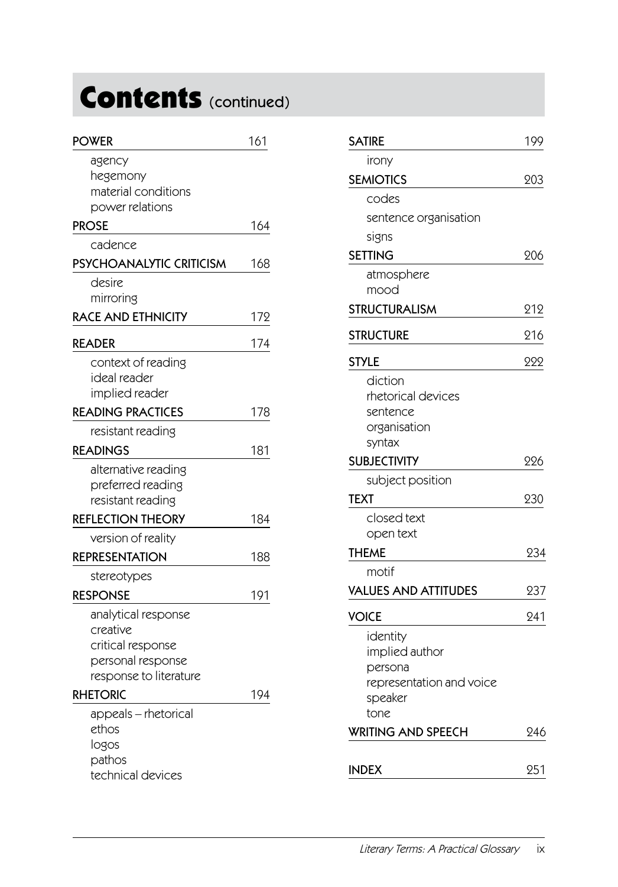# Contents (continued)

**POWER** 161
- agency
- hegemony
- material conditions
- power relations

**PROSE** 164
- cadence

**PSYCHOANALYTIC CRITICISM** 168
- desire
- mirroring

**RACE AND ETHNICITY** 172

**READER** 174
- context of reading
- ideal reader
- implied reader

**READING PRACTICES** 178
- resistant reading

**READINGS** 181
- alternative reading
- preferred reading
- resistant reading

**REFLECTION THEORY** 184
- version of reality

**REPRESENTATION** 188
- stereotypes

**RESPONSE** 191
- analytical response
- creative
- critical response
- personal response
- response to literature

**RHETORIC** 194
- appeals – rhetorical
- ethos
- logos
- pathos
- technical devices

**SATIRE** 199
- irony

**SEMIOTICS** 203
- codes
- sentence organisation
- signs

**SETTING** 206
- atmosphere
- mood

**STRUCTURALISM** 212

**STRUCTURE** 216

**STYLE** 222
- diction
- rhetorical devices
- sentence organisation
- syntax

**SUBJECTIVITY** 226
- subject position

**TEXT** 230
- closed text
- open text

**THEME** 234
- motif

**VALUES AND ATTITUDES** 237

**VOICE** 241
- identity
- implied author
- persona
- representation and voice
- speaker
- tone

**WRITING AND SPEECH** 246

**INDEX** 251